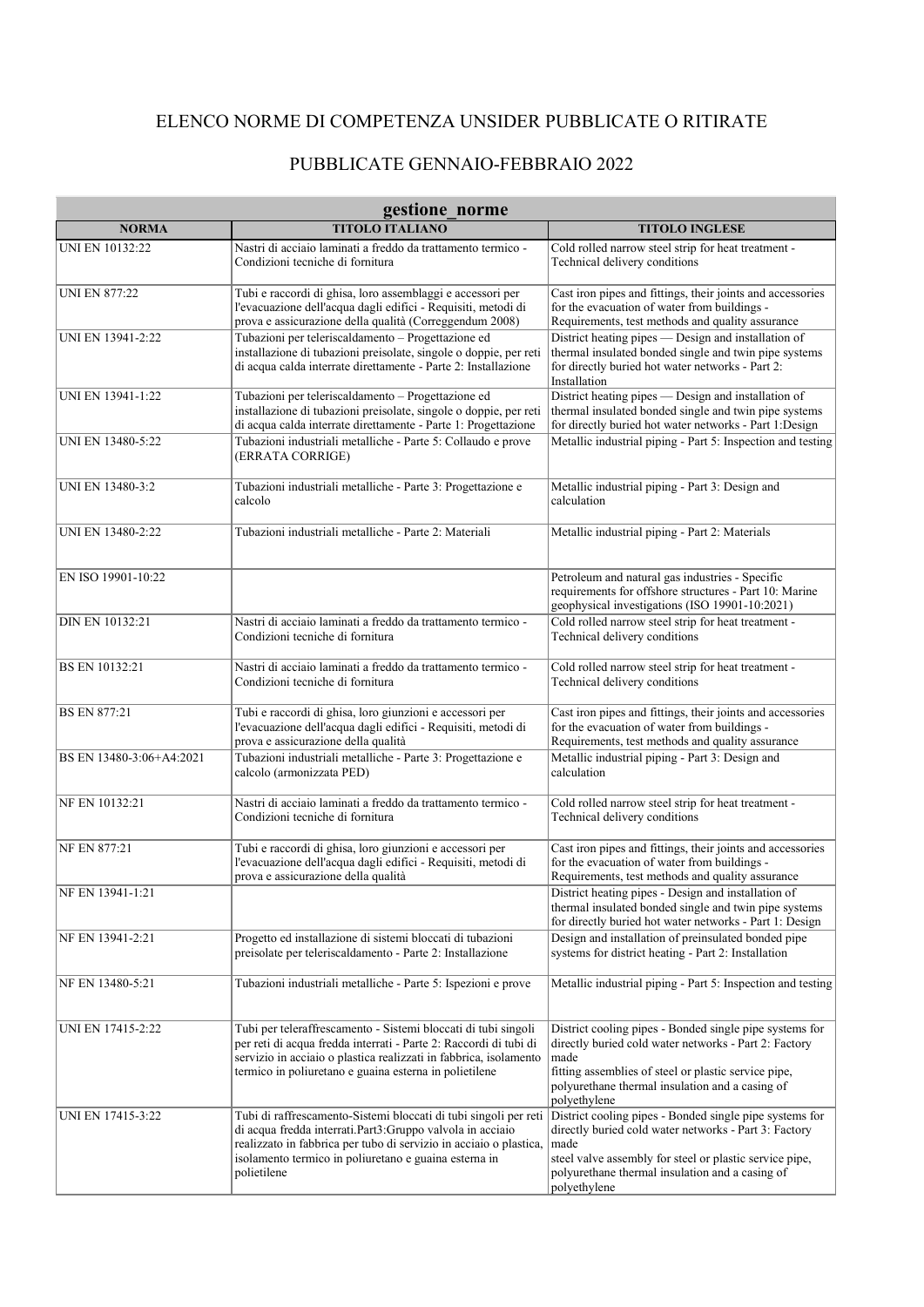ELENCO NORME DI COMPETENZA UNSIDER PUBBLICATE O RITIRATE

PUBBLICATE GENNAIO-FEBBRAIO 2022

| gestione_norme | | |
|---|---|---|
| **NORMA** | **TITOLO ITALIANO** | **TITOLO INGLESE** |
| UNI EN 10132:22 | Nastri di acciaio laminati a freddo da trattamento termico - Condizioni tecniche di fornitura | Cold rolled narrow steel strip for heat treatment - Technical delivery conditions |
| UNI EN 877:22 | Tubi e raccordi di ghisa, loro assemblaggi e accessori per l'evacuazione dell'acqua dagli edifici - Requisiti, metodi di prova e assicurazione della qualità (Correggendum 2008) | Cast iron pipes and fittings, their joints and accessories for the evacuation of water from buildings - Requirements, test methods and quality assurance |
| UNI EN 13941-2:22 | Tubazioni per teleriscaldamento – Progettazione ed installazione di tubazioni preisolate, singole o doppie, per reti di acqua calda interrate direttamente - Parte 2: Installazione | District heating pipes — Design and installation of thermal insulated bonded single and twin pipe systems for directly buried hot water networks - Part 2: Installation |
| UNI EN 13941-1:22 | Tubazioni per teleriscaldamento – Progettazione ed installazione di tubazioni preisolate, singole o doppie, per reti di acqua calda interrate direttamente - Parte 1: Progettazione | District heating pipes — Design and installation of thermal insulated bonded single and twin pipe systems for directly buried hot water networks - Part 1:Design |
| UNI EN 13480-5:22 | Tubazioni industriali metalliche - Parte 5: Collaudo e prove (ERRATA CORRIGE) | Metallic industrial piping - Part 5: Inspection and testing |
| UNI EN 13480-3:2 | Tubazioni industriali metalliche - Parte 3: Progettazione e calcolo | Metallic industrial piping - Part 3: Design and calculation |
| UNI EN 13480-2:22 | Tubazioni industriali metalliche - Parte 2: Materiali | Metallic industrial piping - Part 2: Materials |
| EN ISO 19901-10:22 | | Petroleum and natural gas industries - Specific requirements for offshore structures - Part 10: Marine geophysical investigations (ISO 19901-10:2021) |
| DIN EN 10132:21 | Nastri di acciaio laminati a freddo da trattamento termico - Condizioni tecniche di fornitura | Cold rolled narrow steel strip for heat treatment - Technical delivery conditions |
| BS EN 10132:21 | Nastri di acciaio laminati a freddo da trattamento termico - Condizioni tecniche di fornitura | Cold rolled narrow steel strip for heat treatment - Technical delivery conditions |
| BS EN 877:21 | Tubi e raccordi di ghisa, loro giunzioni e accessori per l'evacuazione dell'acqua dagli edifici - Requisiti, metodi di prova e assicurazione della qualità | Cast iron pipes and fittings, their joints and accessories for the evacuation of water from buildings - Requirements, test methods and quality assurance |
| BS EN 13480-3:06+A4:2021 | Tubazioni industriali metalliche - Parte 3: Progettazione e calcolo (armonizzata PED) | Metallic industrial piping - Part 3: Design and calculation |
| NF EN 10132:21 | Nastri di acciaio laminati a freddo da trattamento termico - Condizioni tecniche di fornitura | Cold rolled narrow steel strip for heat treatment - Technical delivery conditions |
| NF EN 877:21 | Tubi e raccordi di ghisa, loro giunzioni e accessori per l'evacuazione dell'acqua dagli edifici - Requisiti, metodi di prova e assicurazione della qualità | Cast iron pipes and fittings, their joints and accessories for the evacuation of water from buildings - Requirements, test methods and quality assurance |
| NF EN 13941-1:21 | | District heating pipes - Design and installation of thermal insulated bonded single and twin pipe systems for directly buried hot water networks - Part 1: Design |
| NF EN 13941-2:21 | Progetto ed installazione di sistemi bloccati di tubazioni preisolate per teleriscaldamento - Parte 2: Installazione | Design and installation of preinsulated bonded pipe systems for district heating - Part 2: Installation |
| NF EN 13480-5:21 | Tubazioni industriali metalliche - Parte 5: Ispezioni e prove | Metallic industrial piping - Part 5: Inspection and testing |
| UNI EN 17415-2:22 | Tubi per teleraffrescamento - Sistemi bloccati di tubi singoli per reti di acqua fredda interrati - Parte 2: Raccordi di tubi di servizio in acciaio o plastica realizzati in fabbrica, isolamento termico in poliuretano e guaina esterna in polietilene | District cooling pipes - Bonded single pipe systems for directly buried cold water networks - Part 2: Factory made fitting assemblies of steel or plastic service pipe, polyurethane thermal insulation and a casing of polyethylene |
| UNI EN 17415-3:22 | Tubi di raffrescamento-Sistemi bloccati di tubi singoli per reti di acqua fredda interrati.Part3:Gruppo valvola in acciaio realizzato in fabbrica per tubo di servizio in acciaio o plastica, isolamento termico in poliuretano e guaina esterna in polietilene | District cooling pipes - Bonded single pipe systems for directly buried cold water networks - Part 3: Factory made steel valve assembly for steel or plastic service pipe, polyurethane thermal insulation and a casing of polyethylene |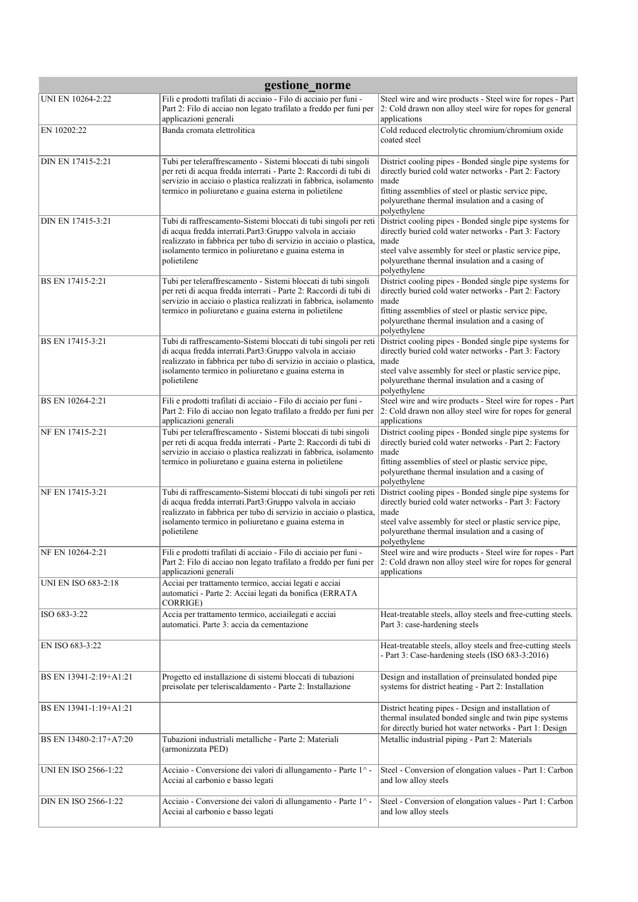| gestione_norme | | |
|---|---|---|
| UNI EN 10264-2:22 | Fili e prodotti trafilati di acciaio - Filo di acciaio per funi - Part 2: Filo di acciao non legato trafilato a freddo per funi per applicazioni generali | Steel wire and wire products - Steel wire for ropes - Part 2: Cold drawn non alloy steel wire for ropes for general applications |
| EN 10202:22 | Banda cromata elettrolitica | Cold reduced electrolytic chromium/chromium oxide coated steel |
| DIN EN 17415-2:21 | Tubi per teleraffrescamento - Sistemi bloccati di tubi singoli per reti di acqua fredda interrati - Parte 2: Raccordi di tubi di servizio in acciaio o plastica realizzati in fabbrica, isolamento termico in poliuretano e guaina esterna in polietilene | District cooling pipes - Bonded single pipe systems for directly buried cold water networks - Part 2: Factory made fitting assemblies of steel or plastic service pipe, polyurethane thermal insulation and a casing of polyethylene |
| DIN EN 17415-3:21 | Tubi di raffrescamento-Sistemi bloccati di tubi singoli per reti di acqua fredda interrati.Part3:Gruppo valvola in acciaio realizzato in fabbrica per tubo di servizio in acciaio o plastica, isolamento termico in poliuretano e guaina esterna in polietilene | District cooling pipes - Bonded single pipe systems for directly buried cold water networks - Part 3: Factory made steel valve assembly for steel or plastic service pipe, polyurethane thermal insulation and a casing of polyethylene |
| BS EN 17415-2:21 | Tubi per teleraffrescamento - Sistemi bloccati di tubi singoli per reti di acqua fredda interrati - Parte 2: Raccordi di tubi di servizio in acciaio o plastica realizzati in fabbrica, isolamento termico in poliuretano e guaina esterna in polietilene | District cooling pipes - Bonded single pipe systems for directly buried cold water networks - Part 2: Factory made fitting assemblies of steel or plastic service pipe, polyurethane thermal insulation and a casing of polyethylene |
| BS EN 17415-3:21 | Tubi di raffrescamento-Sistemi bloccati di tubi singoli per reti di acqua fredda interrati.Part3:Gruppo valvola in acciaio realizzato in fabbrica per tubo di servizio in acciaio o plastica, isolamento termico in poliuretano e guaina esterna in polietilene | District cooling pipes - Bonded single pipe systems for directly buried cold water networks - Part 3: Factory made steel valve assembly for steel or plastic service pipe, polyurethane thermal insulation and a casing of polyethylene |
| BS EN 10264-2:21 | Fili e prodotti trafilati di acciaio - Filo di acciaio per funi - Part 2: Filo di acciao non legato trafilato a freddo per funi per applicazioni generali | Steel wire and wire products - Steel wire for ropes - Part 2: Cold drawn non alloy steel wire for ropes for general applications |
| NF EN 17415-2:21 | Tubi per teleraffrescamento - Sistemi bloccati di tubi singoli per reti di acqua fredda interrati - Parte 2: Raccordi di tubi di servizio in acciaio o plastica realizzati in fabbrica, isolamento termico in poliuretano e guaina esterna in polietilene | District cooling pipes - Bonded single pipe systems for directly buried cold water networks - Part 2: Factory made fitting assemblies of steel or plastic service pipe, polyurethane thermal insulation and a casing of polyethylene |
| NF EN 17415-3:21 | Tubi di raffrescamento-Sistemi bloccati di tubi singoli per reti di acqua fredda interrati.Part3:Gruppo valvola in acciaio realizzato in fabbrica per tubo di servizio in acciaio o plastica, isolamento termico in poliuretano e guaina esterna in polietilene | District cooling pipes - Bonded single pipe systems for directly buried cold water networks - Part 3: Factory made steel valve assembly for steel or plastic service pipe, polyurethane thermal insulation and a casing of polyethylene |
| NF EN 10264-2:21 | Fili e prodotti trafilati di acciaio - Filo di acciaio per funi - Part 2: Filo di acciao non legato trafilato a freddo per funi per applicazioni generali | Steel wire and wire products - Steel wire for ropes - Part 2: Cold drawn non alloy steel wire for ropes for general applications |
| UNI EN ISO 683-2:18 | Acciai per trattamento termico, acciai legati e acciai automatici - Parte 2: Acciai legati da bonifica (ERRATA CORRIGE) | |
| ISO 683-3:22 | Accia per trattamento termico, acciailegati e acciai automatici. Parte 3: accia da cementazione | Heat-treatable steels, alloy steels and free-cutting steels. Part 3: case-hardening steels |
| EN ISO 683-3:22 | | Heat-treatable steels, alloy steels and free-cutting steels - Part 3: Case-hardening steels (ISO 683-3:2016) |
| BS EN 13941-2:19+A1:21 | Progetto ed installazione di sistemi bloccati di tubazioni preisolate per teleriscaldamento - Parte 2: Installazione | Design and installation of preinsulated bonded pipe systems for district heating - Part 2: Installation |
| BS EN 13941-1:19+A1:21 | | District heating pipes - Design and installation of thermal insulated bonded single and twin pipe systems for directly buried hot water networks - Part 1: Design |
| BS EN 13480-2:17+A7:20 | Tubazioni industriali metalliche - Parte 2: Materiali (armonizzata PED) | Metallic industrial piping - Part 2: Materials |
| UNI EN ISO 2566-1:22 | Acciaio - Conversione dei valori di allungamento - Parte 1^ - Acciai al carbonio e basso legati | Steel - Conversion of elongation values - Part 1: Carbon and low alloy steels |
| DIN EN ISO 2566-1:22 | Acciaio - Conversione dei valori di allungamento - Parte 1^ - Acciai al carbonio e basso legati | Steel - Conversion of elongation values - Part 1: Carbon and low alloy steels |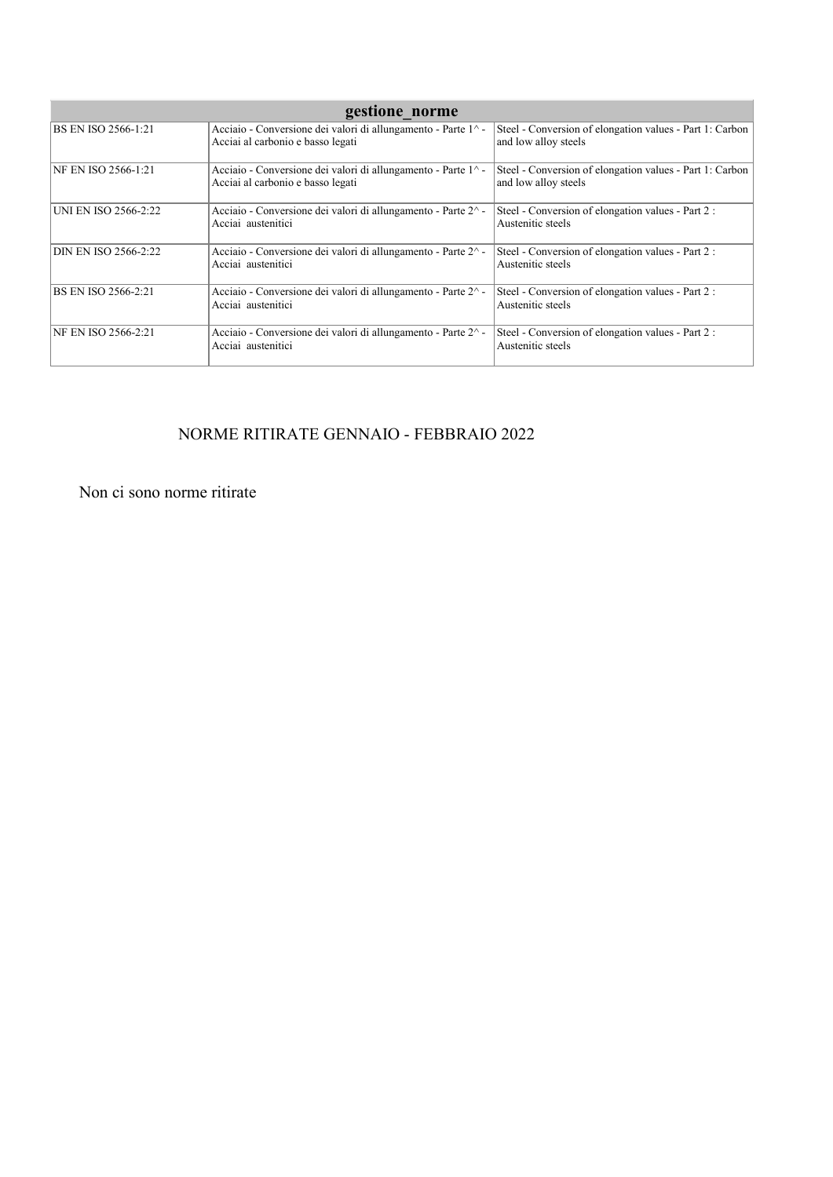| gestione_norme | | |
|---|---|---|
| BS EN ISO 2566-1:21 | Acciaio - Conversione dei valori di allungamento - Parte 1^ - Acciai al carbonio e basso legati | Steel - Conversion of elongation values - Part 1: Carbon and low alloy steels |
| NF EN ISO 2566-1:21 | Acciaio - Conversione dei valori di allungamento - Parte 1^ - Acciai al carbonio e basso legati | Steel - Conversion of elongation values - Part 1: Carbon and low alloy steels |
| UNI EN ISO 2566-2:22 | Acciaio - Conversione dei valori di allungamento - Parte 2^ - Acciai austenitici | Steel - Conversion of elongation values - Part 2 : Austenitic steels |
| DIN EN ISO 2566-2:22 | Acciaio - Conversione dei valori di allungamento - Parte 2^ - Acciai austenitici | Steel - Conversion of elongation values - Part 2 : Austenitic steels |
| BS EN ISO 2566-2:21 | Acciaio - Conversione dei valori di allungamento - Parte 2^ - Acciai austenitici | Steel - Conversion of elongation values - Part 2 : Austenitic steels |
| NF EN ISO 2566-2:21 | Acciaio - Conversione dei valori di allungamento - Parte 2^ - Acciai austenitici | Steel - Conversion of elongation values - Part 2 : Austenitic steels |

## NORME RITIRATE GENNAIO - FEBBRAIO 2022

Non ci sono norme ritirate